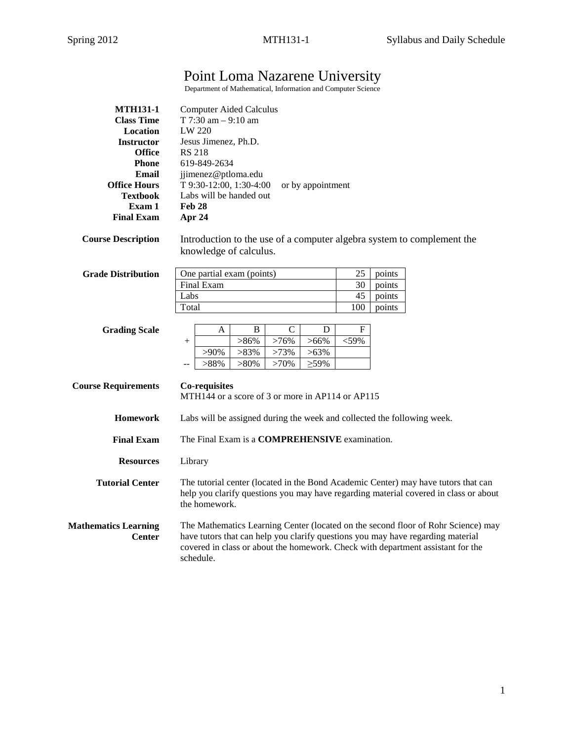# Point Loma Nazarene University

Department of Mathematical, Information and Computer Science

**MTH131-1** Computer Aided Calculus
**Class Time** T 7:30 am – 9:10 am
**Location** LW 220
**Instructor** Jesus Jimenez, Ph.D.
**Office** RS 218
**Phone** 619-849-2634
**Email** jjimenez@ptloma.edu
**Office Hours** T 9:30-12:00, 1:30-4:00 or by appointment
**Textbook** Labs will be handed out
**Exam 1** **Feb 28**
**Final Exam** **Apr 24**

**Course Description**

Introduction to the use of a computer algebra system to complement the knowledge of calculus.

**Grade Distribution**

| One partial exam (points) | 25 | points |
|---|---|---|
| Final Exam | 30 | points |
| Labs | 45 | points |
| Total | 100 | points |

**Grading Scale**

| | A | B | C | D | F |
|---|---|---|---|---|---|
| + | | >86% | >76% | >66% | <59% |
| | >90% | >83% | >73% | >63% | |
| -- | >88% | >80% | >70% | ≥59% | |

**Course Requirements**

**Co-requisites**
MTH144 or a score of 3 or more in AP114 or AP115

**Homework**

Labs will be assigned during the week and collected the following week.

**Final Exam**

The Final Exam is a **COMPREHENSIVE** examination.

**Resources**

Library

**Tutorial Center**

The tutorial center (located in the Bond Academic Center) may have tutors that can help you clarify questions you may have regarding material covered in class or about the homework.

**Mathematics Learning Center**

The Mathematics Learning Center (located on the second floor of Rohr Science) may have tutors that can help you clarify questions you may have regarding material covered in class or about the homework. Check with department assistant for the schedule.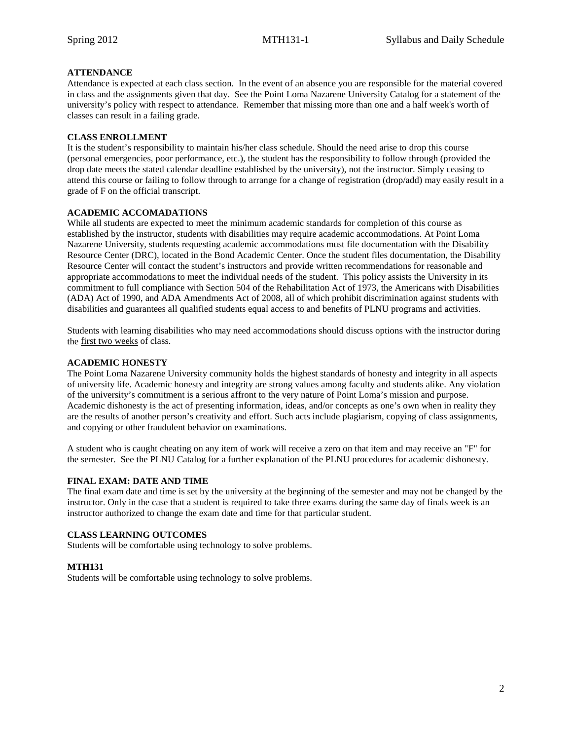## ATTENDANCE

Attendance is expected at each class section. In the event of an absence you are responsible for the material covered in class and the assignments given that day. See the Point Loma Nazarene University Catalog for a statement of the university's policy with respect to attendance. Remember that missing more than one and a half week's worth of classes can result in a failing grade.

## CLASS ENROLLMENT

It is the student's responsibility to maintain his/her class schedule. Should the need arise to drop this course (personal emergencies, poor performance, etc.), the student has the responsibility to follow through (provided the drop date meets the stated calendar deadline established by the university), not the instructor. Simply ceasing to attend this course or failing to follow through to arrange for a change of registration (drop/add) may easily result in a grade of F on the official transcript.

## ACADEMIC ACCOMADATIONS

While all students are expected to meet the minimum academic standards for completion of this course as established by the instructor, students with disabilities may require academic accommodations. At Point Loma Nazarene University, students requesting academic accommodations must file documentation with the Disability Resource Center (DRC), located in the Bond Academic Center. Once the student files documentation, the Disability Resource Center will contact the student's instructors and provide written recommendations for reasonable and appropriate accommodations to meet the individual needs of the student. This policy assists the University in its commitment to full compliance with Section 504 of the Rehabilitation Act of 1973, the Americans with Disabilities (ADA) Act of 1990, and ADA Amendments Act of 2008, all of which prohibit discrimination against students with disabilities and guarantees all qualified students equal access to and benefits of PLNU programs and activities.

Students with learning disabilities who may need accommodations should discuss options with the instructor during the <u>first two weeks</u> of class.

## ACADEMIC HONESTY

The Point Loma Nazarene University community holds the highest standards of honesty and integrity in all aspects of university life. Academic honesty and integrity are strong values among faculty and students alike. Any violation of the university's commitment is a serious affront to the very nature of Point Loma's mission and purpose. Academic dishonesty is the act of presenting information, ideas, and/or concepts as one's own when in reality they are the results of another person's creativity and effort. Such acts include plagiarism, copying of class assignments, and copying or other fraudulent behavior on examinations.

A student who is caught cheating on any item of work will receive a zero on that item and may receive an "F" for the semester. See the PLNU Catalog for a further explanation of the PLNU procedures for academic dishonesty.

## FINAL EXAM: DATE AND TIME

The final exam date and time is set by the university at the beginning of the semester and may not be changed by the instructor. Only in the case that a student is required to take three exams during the same day of finals week is an instructor authorized to change the exam date and time for that particular student.

## CLASS LEARNING OUTCOMES

Students will be comfortable using technology to solve problems.

## MTH131

Students will be comfortable using technology to solve problems.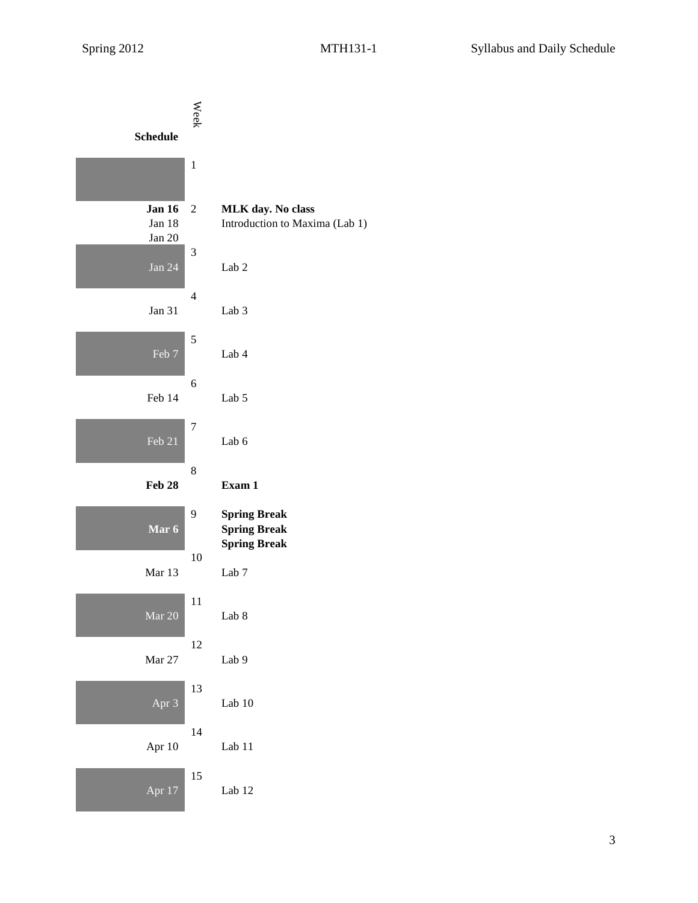| Schedule | Week | |
|---|---|---|
| | 1 | |
| **Jan 16** | 2 | **MLK day. No class** |
| Jan 18 | | Introduction to Maxima (Lab 1) |
| Jan 20 | | |
| Jan 24 | 3 | Lab 2 |
| Jan 31 | 4 | Lab 3 |
| Feb 7 | 5 | Lab 4 |
| Feb 14 | 6 | Lab 5 |
| Feb 21 | 7 | Lab 6 |
| **Feb 28** | 8 | **Exam 1** |
| **Mar 6** | 9 | **Spring Break** |
| | | **Spring Break** |
| | | **Spring Break** |
| Mar 13 | 10 | Lab 7 |
| Mar 20 | 11 | Lab 8 |
| Mar 27 | 12 | Lab 9 |
| Apr 3 | 13 | Lab 10 |
| Apr 10 | 14 | Lab 11 |
| Apr 17 | 15 | Lab 12 |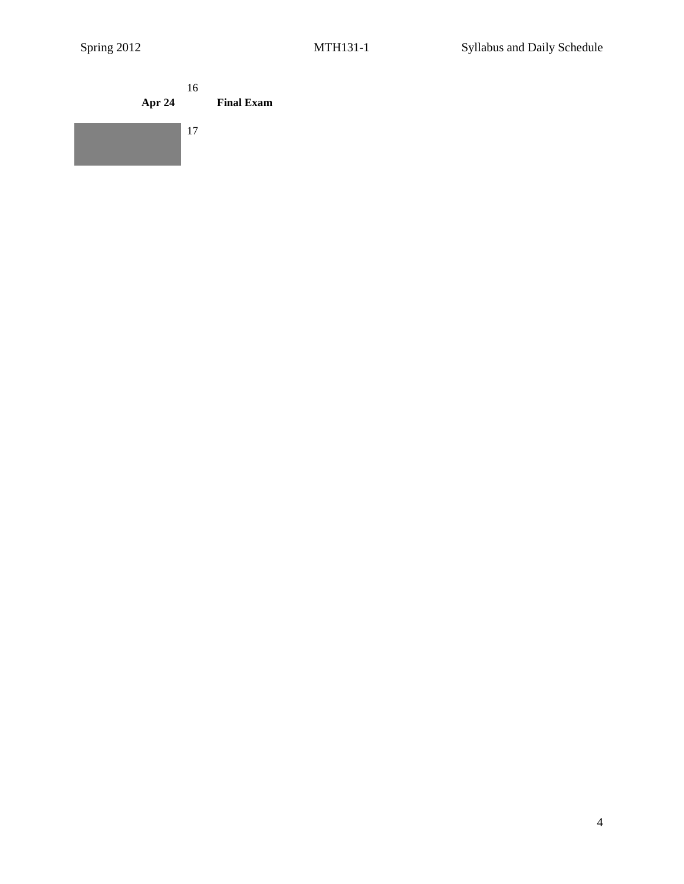| | | |
|---|---|---|
| **Apr 24** | 16 | **Final Exam** |
| | 17 | |